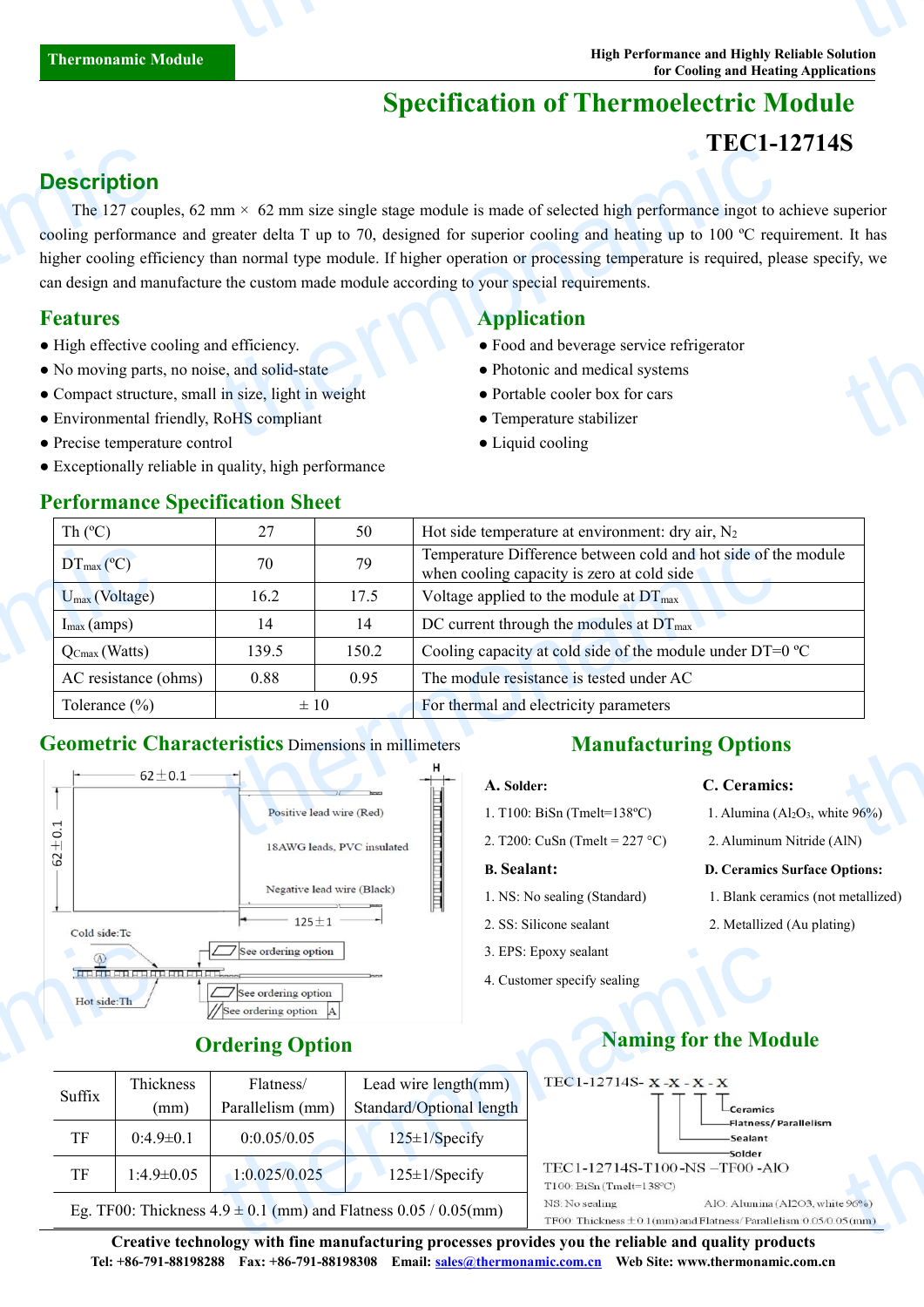# Specification of Thermoelectric Module

## TEC1-12714S

## Description

The 127 couples, 62 mm × 62 mm size single stage module is made of selected high performance ingot to achieve superior cooling performance and greater delta T up to 70, designed for superior cooling and heating up to 100 ºC requirement. It has higher cooling efficiency than normal type module. If higher operation or processing temperature is required, please specify, we can design and manufacture the custom made module according to your special requirements.

## Features

- High effective cooling and efficiency.
- No moving parts, no noise, and solid-state
- Compact structure, small in size, light in weight
- Environmental friendly, RoHS compliant
- Precise temperature control
- Exceptionally reliable in quality, high performance

## Application

- Food and beverage service refrigerator
- Photonic and medical systems
- Portable cooler box for cars
- Temperature stabilizer
- Liquid cooling

## Performance Specification Sheet

| Th (ºC) | 27 | 50 | Hot side temperature at environment: dry air, $N_2$ |
|---|---|---|---|
| $DT_{max}$ (ºC) | 70 | 79 | Temperature Difference between cold and hot side of the module when cooling capacity is zero at cold side |
| $U_{max}$ (Voltage) | 16.2 | 17.5 | Voltage applied to the module at $DT_{max}$ |
| $I_{max}$ (amps) | 14 | 14 | DC current through the modules at $DT_{max}$ |
| $Q_{Cmax}$ (Watts) | 139.5 | 150.2 | Cooling capacity at cold side of the module under DT=0 ºC |
| AC resistance (ohms) | 0.88 | 0.95 | The module resistance is tested under AC |
| Tolerance (%) | ± 10 | | For thermal and electricity parameters |

## Geometric Characteristics Dimensions in millimeters

62±0.1 | 62±0.1 | H | Positive lead wire (Red) | 18AWG leads, PVC insulated | Negative lead wire (Black) | 125±1 | Cold side:Tc | Hot side:Th | See ordering option | See ordering option | See ordering option A

## Manufacturing Options

**A. Solder:**

1. T100: BiSn (Tmelt=138ºC)
2. T200: CuSn (Tmelt = 227 °C)

**B. Sealant:**

1. NS: No sealing (Standard)
2. SS: Silicone sealant
3. EPS: Epoxy sealant
4. Customer specify sealing

**C. Ceramics:**

1. Alumina ($Al_2O_3$, white 96%)
2. Aluminum Nitride (AlN)

**D. Ceramics Surface Options:**

1. Blank ceramics (not metallized)
2. Metallized (Au plating)

## Ordering Option

| Suffix | Thickness (mm) | Flatness/ Parallelism (mm) | Lead wire length(mm) Standard/Optional length |
|---|---|---|---|
| TF | 0:4.9±0.1 | 0:0.05/0.05 | 125±1/Specify |
| TF | 1:4.9±0.05 | 1:0.025/0.025 | 125±1/Specify |
| Eg. TF00: Thickness 4.9 ± 0.1 (mm) and Flatness 0.05 / 0.05(mm) | | | |

## Naming for the Module

TEC1-12714S- X - X - X - X

- Ceramics
- Flatness/ Parallelism
- Sealant
- Solder

TEC1-12714S-T100-NS –TF00 -AlO

T100: BiSn (Tmelt=138ºC)

NS: No sealing

AlO: Alumina (Al2O3, white 96%)

TF00: Thickness ±0.1(mm) and Flatness/ Parallelism 0.05/0.05(mm)

**Creative technology with fine manufacturing processes provides you the reliable and quality products**

**Tel: +86-791-88198288 Fax: +86-791-88198308 Email: sales@thermonamic.com.cn Web Site: www.thermonamic.com.cn**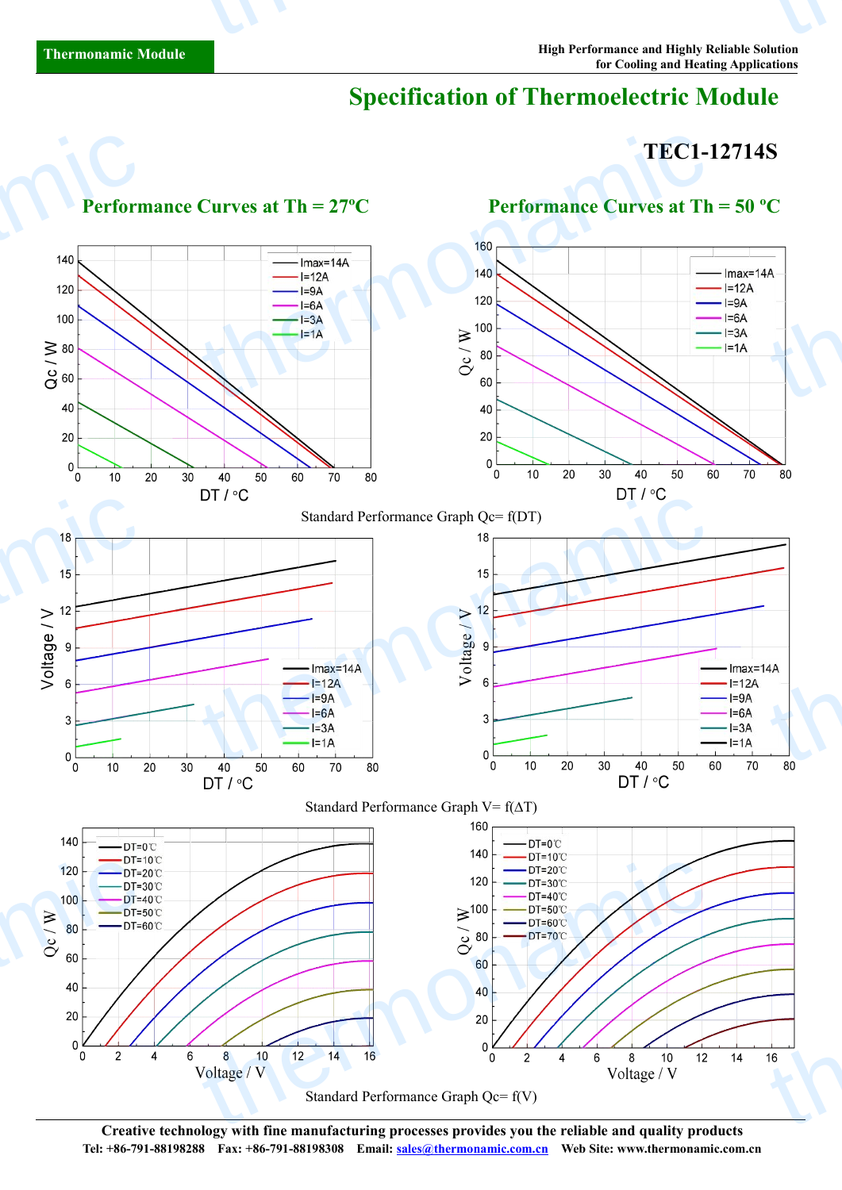# Specification of Thermoelectric Module

## TEC1-12714S

### Performance Curves at Th = 27ºC

### Performance Curves at Th = 50 ºC

Standard Performance Graph Qc= f(DT)

Standard Performance Graph V= f(ΔT)

Standard Performance Graph Qc= f(V)

**Creative technology with fine manufacturing processes provides you the reliable and quality products**

**Tel: +86-791-88198288 Fax: +86-791-88198308 Email: sales@thermonamic.com.cn Web Site: www.thermonamic.com.cn**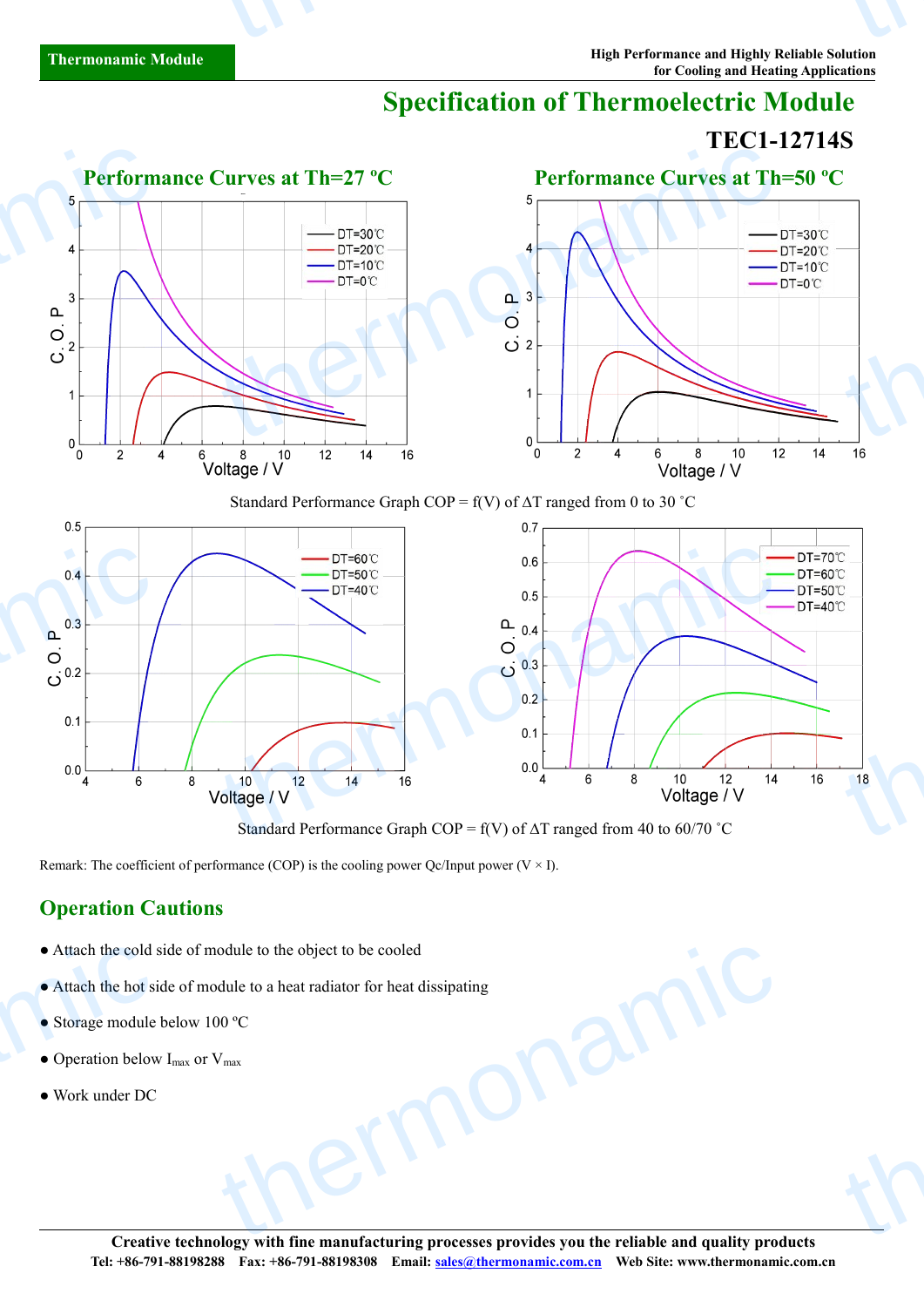# Specification of Thermoelectric Module

## TEC1-12714S

### Performance Curves at Th=27 ºC

C. O. P
Voltage / V
DT=30℃
DT=20℃
DT=10℃
DT=0℃

### Performance Curves at Th=50 ºC

C. O. P
Voltage / V
DT=30℃
DT=20℃
DT=10℃
DT=0℃

Standard Performance Graph COP = f(V) of ΔT ranged from 0 to 30 ˚C

C. O. P
Voltage / V
DT=60℃
DT=50℃
DT=40℃

C. O. P
Voltage / V
DT=70℃
DT=60℃
DT=50℃
DT=40℃

Standard Performance Graph COP = f(V) of ΔT ranged from 40 to 60/70 ˚C

Remark: The coefficient of performance (COP) is the cooling power Qc/Input power (V × I).

## Operation Cautions

- Attach the cold side of module to the object to be cooled
- Attach the hot side of module to a heat radiator for heat dissipating
- Storage module below 100 ºC
- Operation below $I_{max}$ or $V_{max}$
- Work under DC